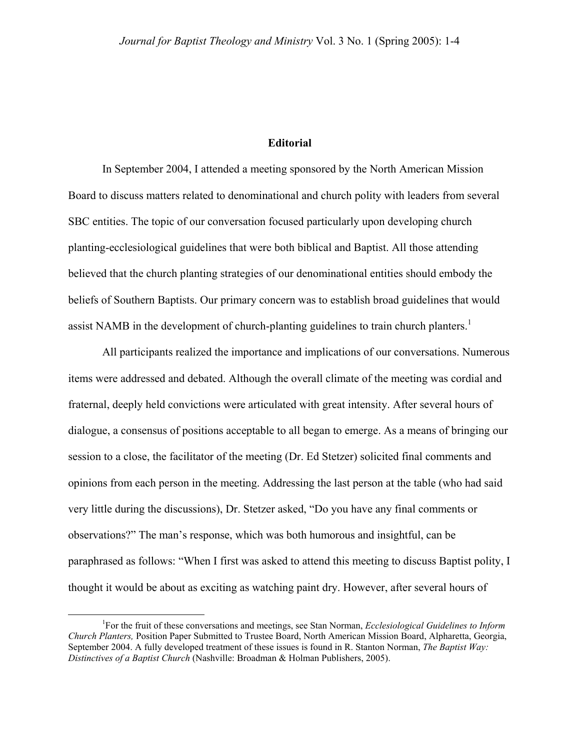# Editorial

In September 2004, I attended a meeting sponsored by the North American Mission Board to discuss matters related to denominational and church polity with leaders from several SBC entities. The topic of our conversation focused particularly upon developing church planting-ecclesiological guidelines that were both biblical and Baptist. All those attending believed that the church planting strategies of our denominational entities should embody the beliefs of Southern Baptists. Our primary concern was to establish broad guidelines that would assist NAMB in the development of church-planting guidelines to train church planters.[1]

All participants realized the importance and implications of our conversations. Numerous items were addressed and debated. Although the overall climate of the meeting was cordial and fraternal, deeply held convictions were articulated with great intensity. After several hours of dialogue, a consensus of positions acceptable to all began to emerge. As a means of bringing our session to a close, the facilitator of the meeting (Dr. Ed Stetzer) solicited final comments and opinions from each person in the meeting. Addressing the last person at the table (who had said very little during the discussions), Dr. Stetzer asked, "Do you have any final comments or observations?" The man's response, which was both humorous and insightful, can be paraphrased as follows: "When I first was asked to attend this meeting to discuss Baptist polity, I thought it would be about as exciting as watching paint dry. However, after several hours of

---

[1] For the fruit of these conversations and meetings, see Stan Norman, *Ecclesiological Guidelines to Inform Church Planters,* Position Paper Submitted to Trustee Board, North American Mission Board, Alpharetta, Georgia, September 2004. A fully developed treatment of these issues is found in R. Stanton Norman, *The Baptist Way: Distinctives of a Baptist Church* (Nashville: Broadman & Holman Publishers, 2005).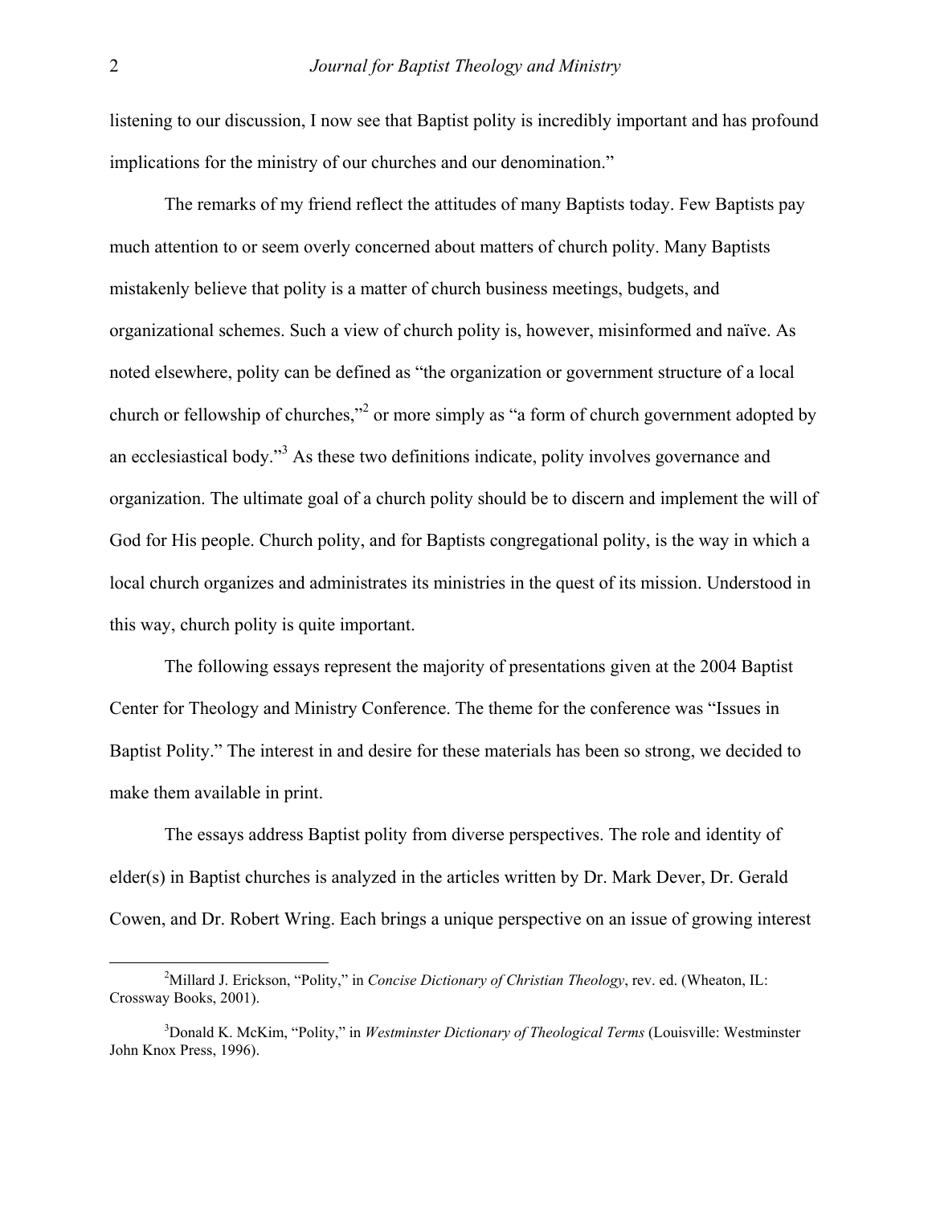listening to our discussion, I now see that Baptist polity is incredibly important and has profound implications for the ministry of our churches and our denomination."

The remarks of my friend reflect the attitudes of many Baptists today. Few Baptists pay much attention to or seem overly concerned about matters of church polity. Many Baptists mistakenly believe that polity is a matter of church business meetings, budgets, and organizational schemes. Such a view of church polity is, however, misinformed and naïve. As noted elsewhere, polity can be defined as "the organization or government structure of a local church or fellowship of churches,"[2] or more simply as "a form of church government adopted by an ecclesiastical body."[3] As these two definitions indicate, polity involves governance and organization. The ultimate goal of a church polity should be to discern and implement the will of God for His people. Church polity, and for Baptists congregational polity, is the way in which a local church organizes and administrates its ministries in the quest of its mission. Understood in this way, church polity is quite important.

The following essays represent the majority of presentations given at the 2004 Baptist Center for Theology and Ministry Conference. The theme for the conference was "Issues in Baptist Polity." The interest in and desire for these materials has been so strong, we decided to make them available in print.

The essays address Baptist polity from diverse perspectives. The role and identity of elder(s) in Baptist churches is analyzed in the articles written by Dr. Mark Dever, Dr. Gerald Cowen, and Dr. Robert Wring. Each brings a unique perspective on an issue of growing interest

---

[2]Millard J. Erickson, "Polity," in *Concise Dictionary of Christian Theology*, rev. ed. (Wheaton, IL: Crossway Books, 2001).

[3]Donald K. McKim, "Polity," in *Westminster Dictionary of Theological Terms* (Louisville: Westminster John Knox Press, 1996).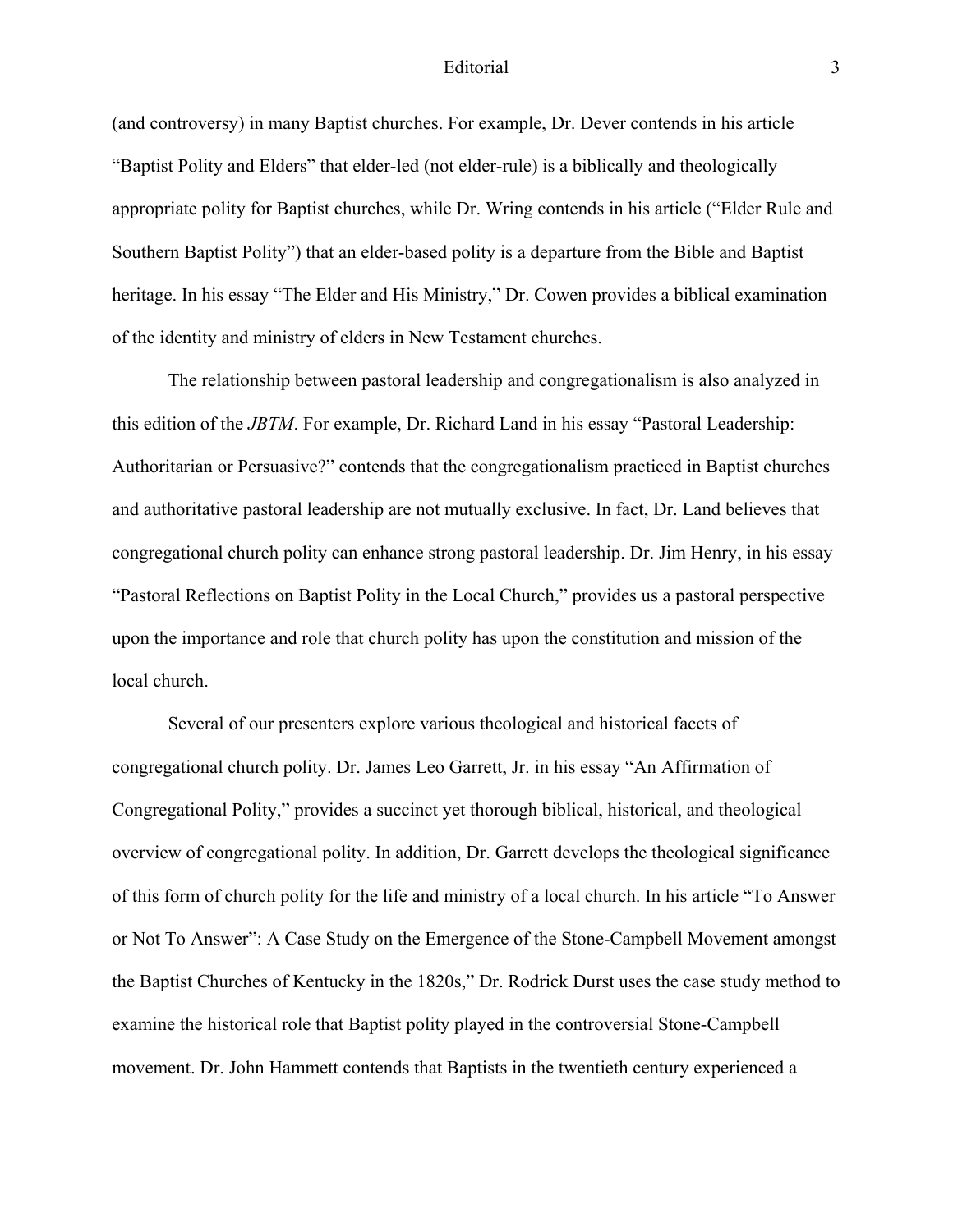(and controversy) in many Baptist churches. For example, Dr. Dever contends in his article "Baptist Polity and Elders" that elder-led (not elder-rule) is a biblically and theologically appropriate polity for Baptist churches, while Dr. Wring contends in his article ("Elder Rule and Southern Baptist Polity") that an elder-based polity is a departure from the Bible and Baptist heritage. In his essay "The Elder and His Ministry," Dr. Cowen provides a biblical examination of the identity and ministry of elders in New Testament churches.

The relationship between pastoral leadership and congregationalism is also analyzed in this edition of the *JBTM*. For example, Dr. Richard Land in his essay "Pastoral Leadership: Authoritarian or Persuasive?" contends that the congregationalism practiced in Baptist churches and authoritative pastoral leadership are not mutually exclusive. In fact, Dr. Land believes that congregational church polity can enhance strong pastoral leadership. Dr. Jim Henry, in his essay "Pastoral Reflections on Baptist Polity in the Local Church," provides us a pastoral perspective upon the importance and role that church polity has upon the constitution and mission of the local church.

Several of our presenters explore various theological and historical facets of congregational church polity. Dr. James Leo Garrett, Jr. in his essay "An Affirmation of Congregational Polity," provides a succinct yet thorough biblical, historical, and theological overview of congregational polity. In addition, Dr. Garrett develops the theological significance of this form of church polity for the life and ministry of a local church. In his article "To Answer or Not To Answer": A Case Study on the Emergence of the Stone-Campbell Movement amongst the Baptist Churches of Kentucky in the 1820s," Dr. Rodrick Durst uses the case study method to examine the historical role that Baptist polity played in the controversial Stone-Campbell movement. Dr. John Hammett contends that Baptists in the twentieth century experienced a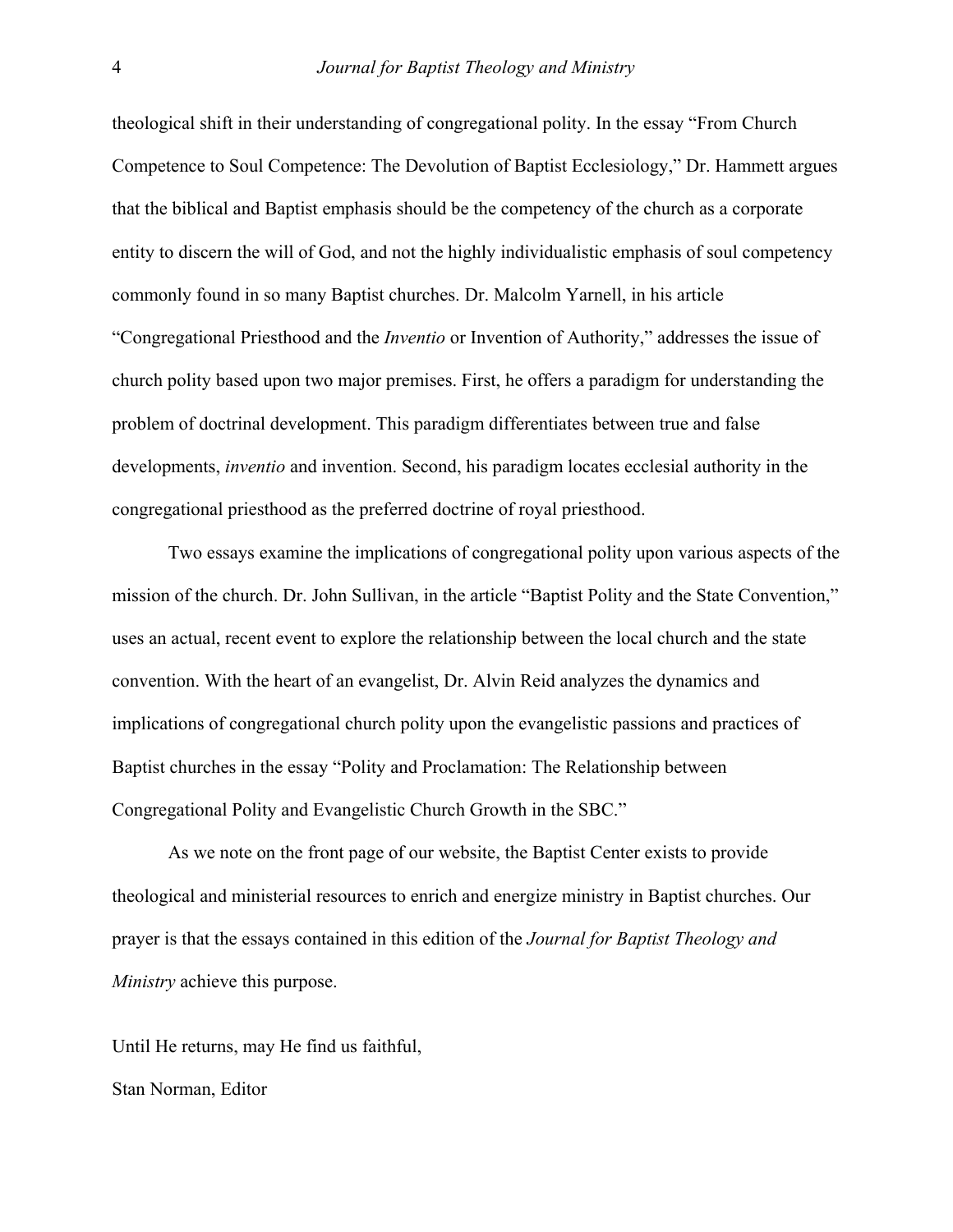theological shift in their understanding of congregational polity. In the essay "From Church Competence to Soul Competence: The Devolution of Baptist Ecclesiology," Dr. Hammett argues that the biblical and Baptist emphasis should be the competency of the church as a corporate entity to discern the will of God, and not the highly individualistic emphasis of soul competency commonly found in so many Baptist churches. Dr. Malcolm Yarnell, in his article "Congregational Priesthood and the *Inventio* or Invention of Authority," addresses the issue of church polity based upon two major premises. First, he offers a paradigm for understanding the problem of doctrinal development. This paradigm differentiates between true and false developments, *inventio* and invention. Second, his paradigm locates ecclesial authority in the congregational priesthood as the preferred doctrine of royal priesthood.

Two essays examine the implications of congregational polity upon various aspects of the mission of the church. Dr. John Sullivan, in the article "Baptist Polity and the State Convention," uses an actual, recent event to explore the relationship between the local church and the state convention. With the heart of an evangelist, Dr. Alvin Reid analyzes the dynamics and implications of congregational church polity upon the evangelistic passions and practices of Baptist churches in the essay "Polity and Proclamation: The Relationship between Congregational Polity and Evangelistic Church Growth in the SBC."

As we note on the front page of our website, the Baptist Center exists to provide theological and ministerial resources to enrich and energize ministry in Baptist churches. Our prayer is that the essays contained in this edition of the *Journal for Baptist Theology and Ministry* achieve this purpose.

Until He returns, may He find us faithful,

Stan Norman, Editor